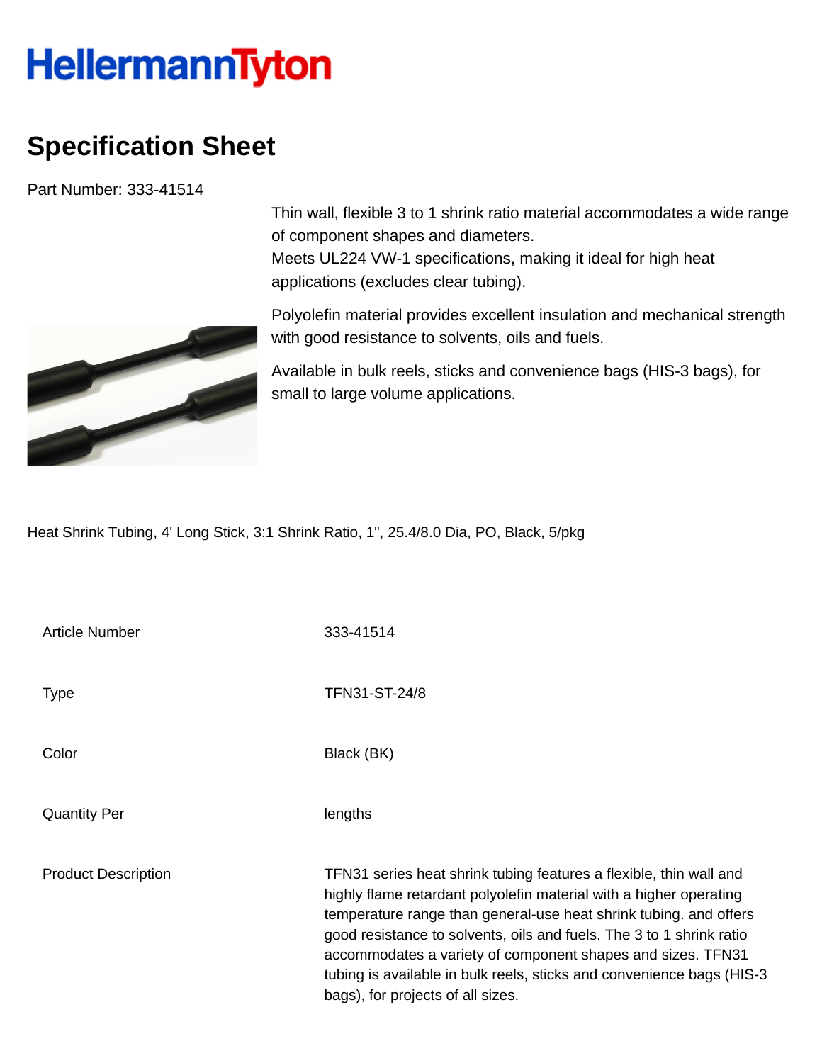HellermannTyton

# Specification Sheet

Part Number: 333-41514

Thin wall, flexible 3 to 1 shrink ratio material accommodates a wide range of component shapes and diameters.
Meets UL224 VW-1 specifications, making it ideal for high heat applications (excludes clear tubing).

Polyolefin material provides excellent insulation and mechanical strength with good resistance to solvents, oils and fuels.

Available in bulk reels, sticks and convenience bags (HIS-3 bags), for small to large volume applications.

Heat Shrink Tubing, 4' Long Stick, 3:1 Shrink Ratio, 1", 25.4/8.0 Dia, PO, Black, 5/pkg

| | |
|---|---|
| Article Number | 333-41514 |
| Type | TFN31-ST-24/8 |
| Color | Black (BK) |
| Quantity Per | lengths |
| Product Description | TFN31 series heat shrink tubing features a flexible, thin wall and highly flame retardant polyolefin material with a higher operating temperature range than general-use heat shrink tubing. and offers good resistance to solvents, oils and fuels. The 3 to 1 shrink ratio accommodates a variety of component shapes and sizes. TFN31 tubing is available in bulk reels, sticks and convenience bags (HIS-3 bags), for projects of all sizes. |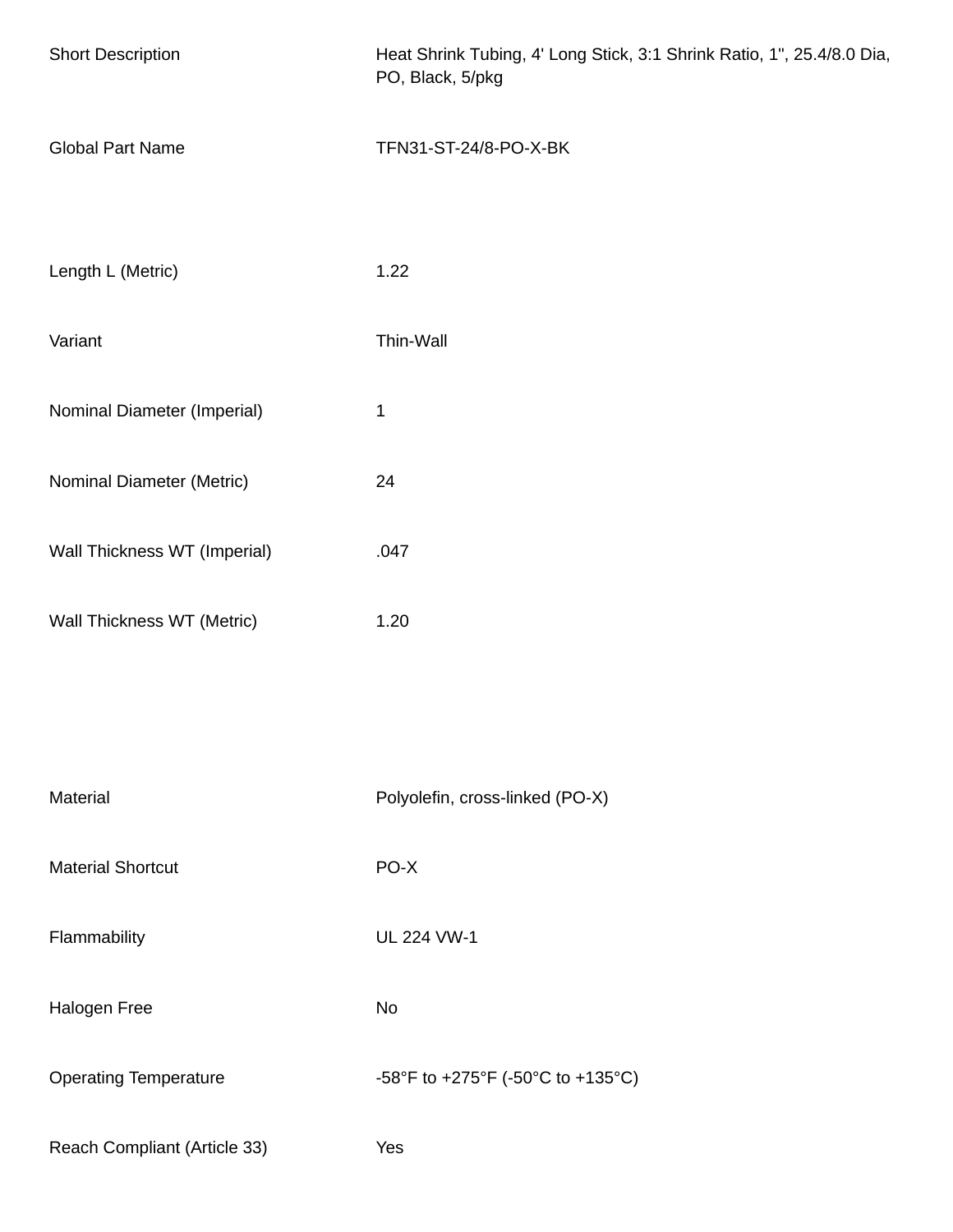| | |
|---|---|
| Short Description | Heat Shrink Tubing, 4' Long Stick, 3:1 Shrink Ratio, 1", 25.4/8.0 Dia, PO, Black, 5/pkg |
| Global Part Name | TFN31-ST-24/8-PO-X-BK |
| Length L (Metric) | 1.22 |
| Variant | Thin-Wall |
| Nominal Diameter (Imperial) | 1 |
| Nominal Diameter (Metric) | 24 |
| Wall Thickness WT (Imperial) | .047 |
| Wall Thickness WT (Metric) | 1.20 |
| Material | Polyolefin, cross-linked (PO-X) |
| Material Shortcut | PO-X |
| Flammability | UL 224 VW-1 |
| Halogen Free | No |
| Operating Temperature | -58°F to +275°F (-50°C to +135°C) |
| Reach Compliant (Article 33) | Yes |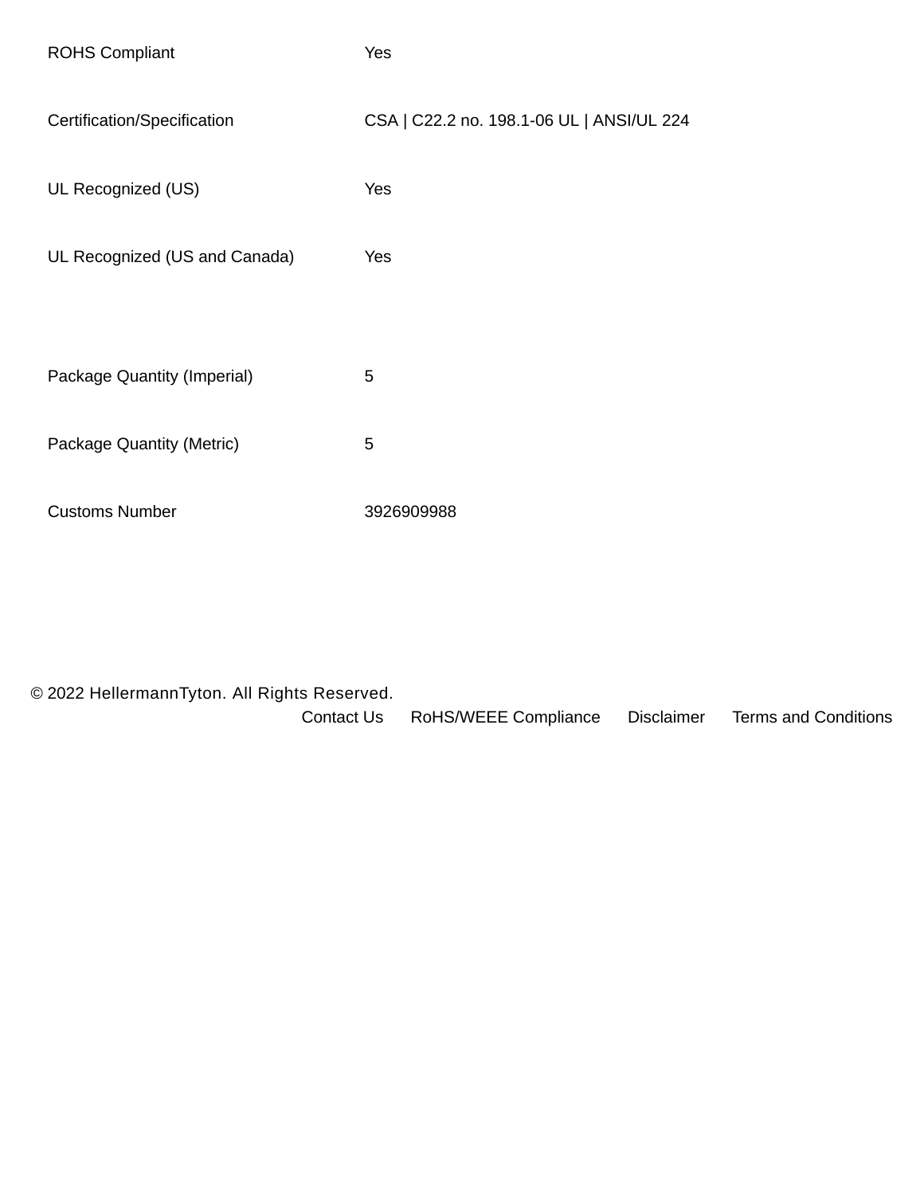| | |
|---|---|
| ROHS Compliant | Yes |
| Certification/Specification | CSA \| C22.2 no. 198.1-06 UL \| ANSI/UL 224 |
| UL Recognized (US) | Yes |
| UL Recognized (US and Canada) | Yes |

| | |
|---|---|
| Package Quantity (Imperial) | 5 |
| Package Quantity (Metric) | 5 |
| Customs Number | 3926909988 |

© 2022 HellermannTyton. All Rights Reserved.

Contact Us   RoHS/WEEE Compliance   Disclaimer   Terms and Conditions